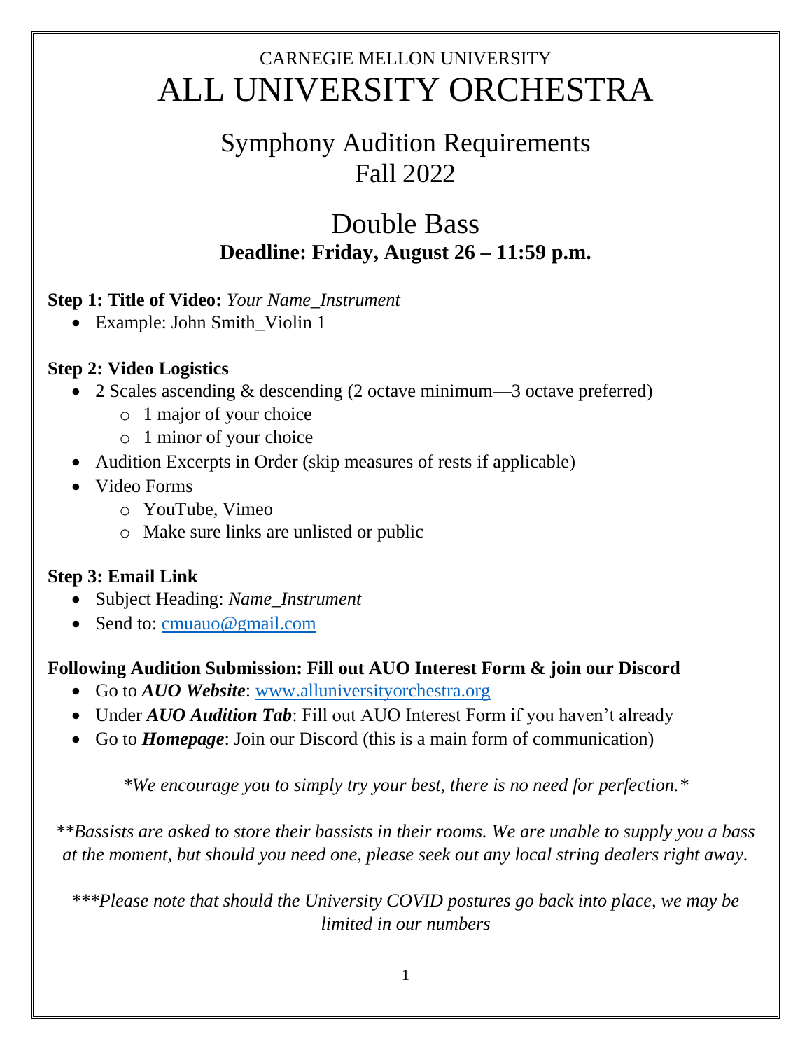# CARNEGIE MELLON UNIVERSITY
# ALL UNIVERSITY ORCHESTRA

## Symphony Audition Requirements
## Fall 2022

## Double Bass
### Deadline: Friday, August 26 – 11:59 p.m.

**Step 1: Title of Video:** *Your Name_Instrument*

- Example: John Smith_Violin 1

**Step 2: Video Logistics**

- 2 Scales ascending & descending (2 octave minimum—3 octave preferred)
  - 1 major of your choice
  - 1 minor of your choice
- Audition Excerpts in Order (skip measures of rests if applicable)
- Video Forms
  - YouTube, Vimeo
  - Make sure links are unlisted or public

**Step 3: Email Link**

- Subject Heading: *Name_Instrument*
- Send to: cmuauo@gmail.com

**Following Audition Submission: Fill out AUO Interest Form & join our Discord**

- Go to ***AUO Website***: www.alluniversityorchestra.org
- Under ***AUO Audition Tab***: Fill out AUO Interest Form if you haven't already
- Go to ***Homepage***: Join our Discord (this is a main form of communication)

*\*We encourage you to simply try your best, there is no need for perfection.\**

*\*\*Bassists are asked to store their bassists in their rooms. We are unable to supply you a bass at the moment, but should you need one, please seek out any local string dealers right away.*

*\*\*\*Please note that should the University COVID postures go back into place, we may be limited in our numbers*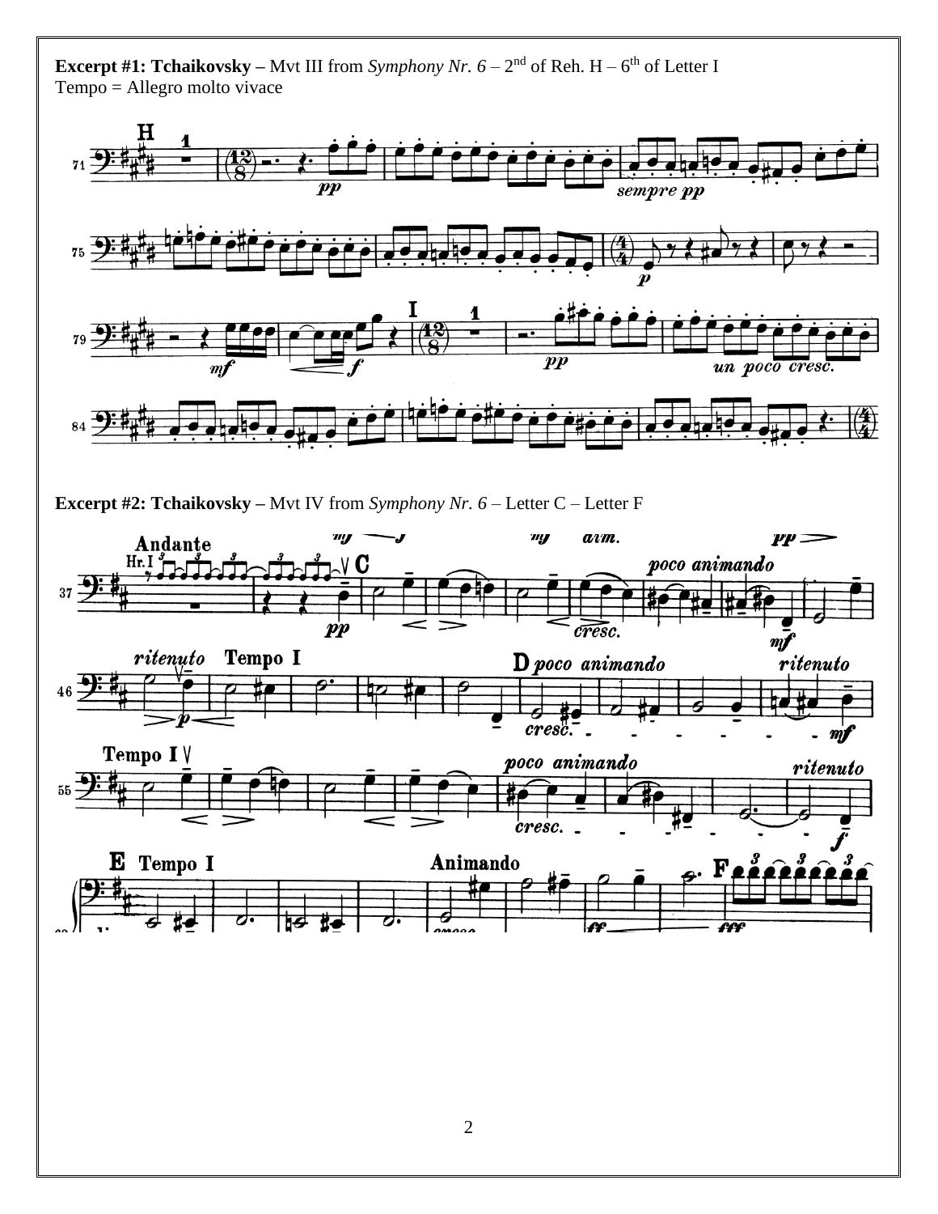**Excerpt #1: Tchaikovsky –** Mvt III from *Symphony Nr. 6* – 2[nd] of Reh. H – 6[th] of Letter I
Tempo = Allegro molto vivace

**Excerpt #2: Tchaikovsky –** Mvt IV from *Symphony Nr. 6* – Letter C – Letter F